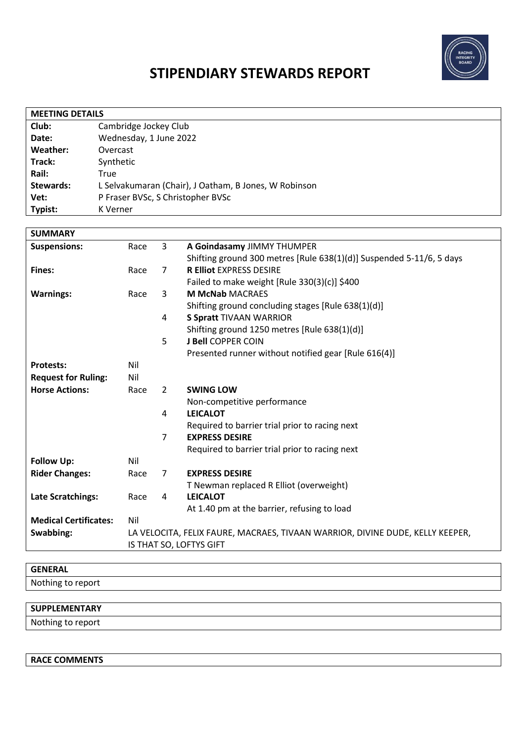# STIPENDIARY STEWARDS REPORT

| MEETING DETAILS | |
|---|---|
| **Club:** | Cambridge Jockey Club |
| **Date:** | Wednesday, 1 June 2022 |
| **Weather:** | Overcast |
| **Track:** | Synthetic |
| **Rail:** | True |
| **Stewards:** | L Selvakumaran (Chair), J Oatham, B Jones, W Robinson |
| **Vet:** | P Fraser BVSc, S Christopher BVSc |
| **Typist:** | K Verner |

| SUMMARY | | | |
|---|---|---|---|
| **Suspensions:** | Race | 3 | **A Goindasamy** JIMMY THUMPER<br>Shifting ground 300 metres [Rule 638(1)(d)] Suspended 5-11/6, 5 days |
| **Fines:** | Race | 7 | **R Elliot** EXPRESS DESIRE<br>Failed to make weight [Rule 330(3)(c)] $400 |
| **Warnings:** | Race | 3 | **M McNab** MACRAES<br>Shifting ground concluding stages [Rule 638(1)(d)] |
| | | 4 | **S Spratt** TIVAAN WARRIOR<br>Shifting ground 1250 metres [Rule 638(1)(d)] |
| | | 5 | **J Bell** COPPER COIN<br>Presented runner without notified gear [Rule 616(4)] |
| **Protests:** | Nil | | |
| **Request for Ruling:** | Nil | | |
| **Horse Actions:** | Race | 2 | **SWING LOW**<br>Non-competitive performance |
| | | 4 | **LEICALOT**<br>Required to barrier trial prior to racing next |
| | | 7 | **EXPRESS DESIRE**<br>Required to barrier trial prior to racing next |
| **Follow Up:** | Nil | | |
| **Rider Changes:** | Race | 7 | **EXPRESS DESIRE**<br>T Newman replaced R Elliot (overweight) |
| **Late Scratchings:** | Race | 4 | **LEICALOT**<br>At 1.40 pm at the barrier, refusing to load |
| **Medical Certificates:** | Nil | | |
| **Swabbing:** | LA VELOCITA, FELIX FAURE, MACRAES, TIVAAN WARRIOR, DIVINE DUDE, KELLY KEEPER, IS THAT SO, LOFTYS GIFT | | |

| GENERAL |
|---|
| Nothing to report |

| SUPPLEMENTARY |
|---|
| Nothing to report |

| RACE COMMENTS |
|---|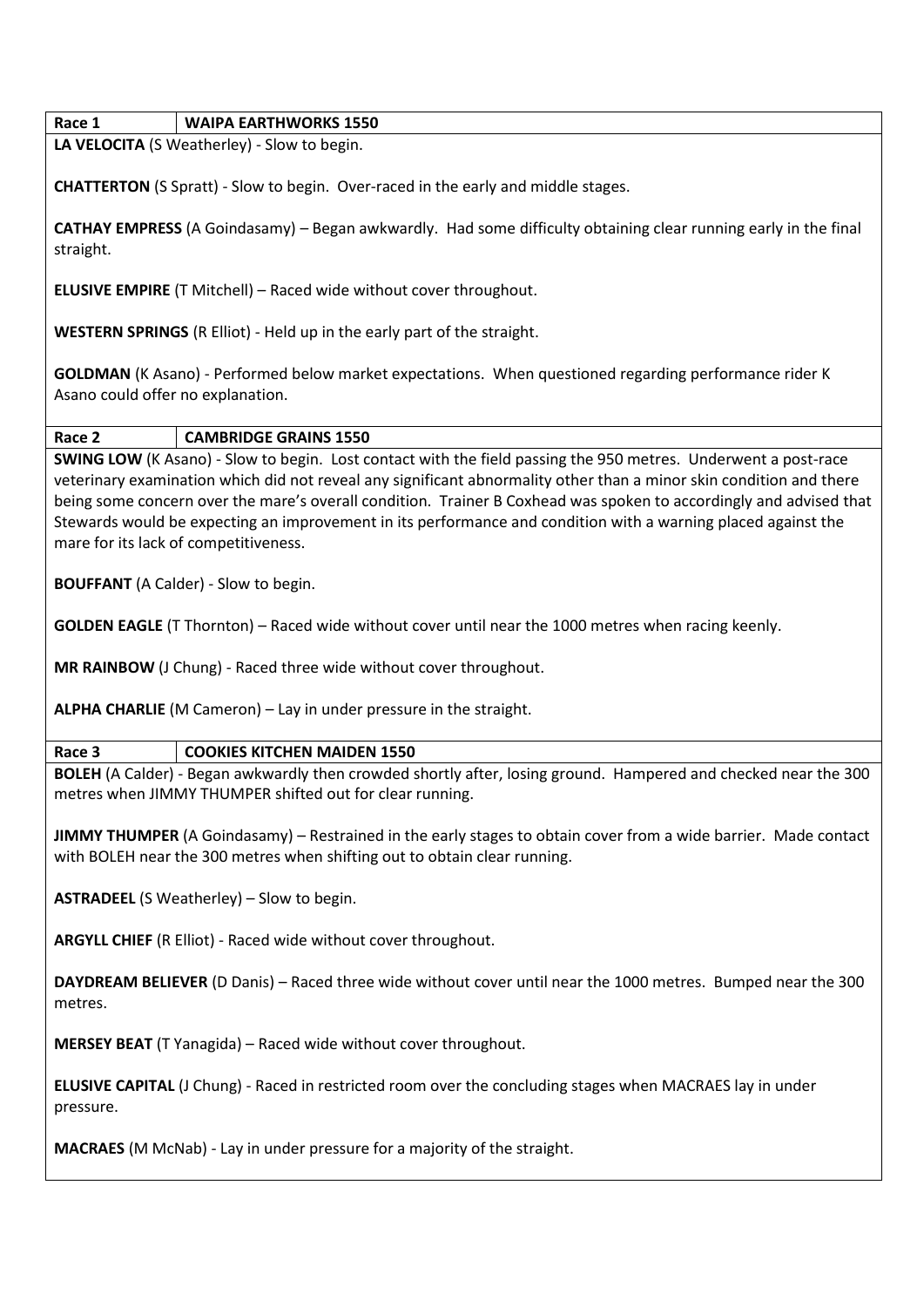| Race 1 | WAIPA EARTHWORKS 1550 |
|---|---|

**LA VELOCITA** (S Weatherley) - Slow to begin.

**CHATTERTON** (S Spratt) - Slow to begin. Over-raced in the early and middle stages.

**CATHAY EMPRESS** (A Goindasamy) – Began awkwardly. Had some difficulty obtaining clear running early in the final straight.

**ELUSIVE EMPIRE** (T Mitchell) – Raced wide without cover throughout.

**WESTERN SPRINGS** (R Elliot) - Held up in the early part of the straight.

**GOLDMAN** (K Asano) - Performed below market expectations. When questioned regarding performance rider K Asano could offer no explanation.

| Race 2 | CAMBRIDGE GRAINS 1550 |
|---|---|

**SWING LOW** (K Asano) - Slow to begin. Lost contact with the field passing the 950 metres. Underwent a post-race veterinary examination which did not reveal any significant abnormality other than a minor skin condition and there being some concern over the mare's overall condition. Trainer B Coxhead was spoken to accordingly and advised that Stewards would be expecting an improvement in its performance and condition with a warning placed against the mare for its lack of competitiveness.

**BOUFFANT** (A Calder) - Slow to begin.

**GOLDEN EAGLE** (T Thornton) – Raced wide without cover until near the 1000 metres when racing keenly.

**MR RAINBOW** (J Chung) - Raced three wide without cover throughout.

**ALPHA CHARLIE** (M Cameron) – Lay in under pressure in the straight.

| Race 3 | COOKIES KITCHEN MAIDEN 1550 |
|---|---|

**BOLEH** (A Calder) - Began awkwardly then crowded shortly after, losing ground. Hampered and checked near the 300 metres when JIMMY THUMPER shifted out for clear running.

**JIMMY THUMPER** (A Goindasamy) – Restrained in the early stages to obtain cover from a wide barrier. Made contact with BOLEH near the 300 metres when shifting out to obtain clear running.

**ASTRADEEL** (S Weatherley) – Slow to begin.

**ARGYLL CHIEF** (R Elliot) - Raced wide without cover throughout.

**DAYDREAM BELIEVER** (D Danis) – Raced three wide without cover until near the 1000 metres. Bumped near the 300 metres.

**MERSEY BEAT** (T Yanagida) – Raced wide without cover throughout.

**ELUSIVE CAPITAL** (J Chung) - Raced in restricted room over the concluding stages when MACRAES lay in under pressure.

**MACRAES** (M McNab) - Lay in under pressure for a majority of the straight.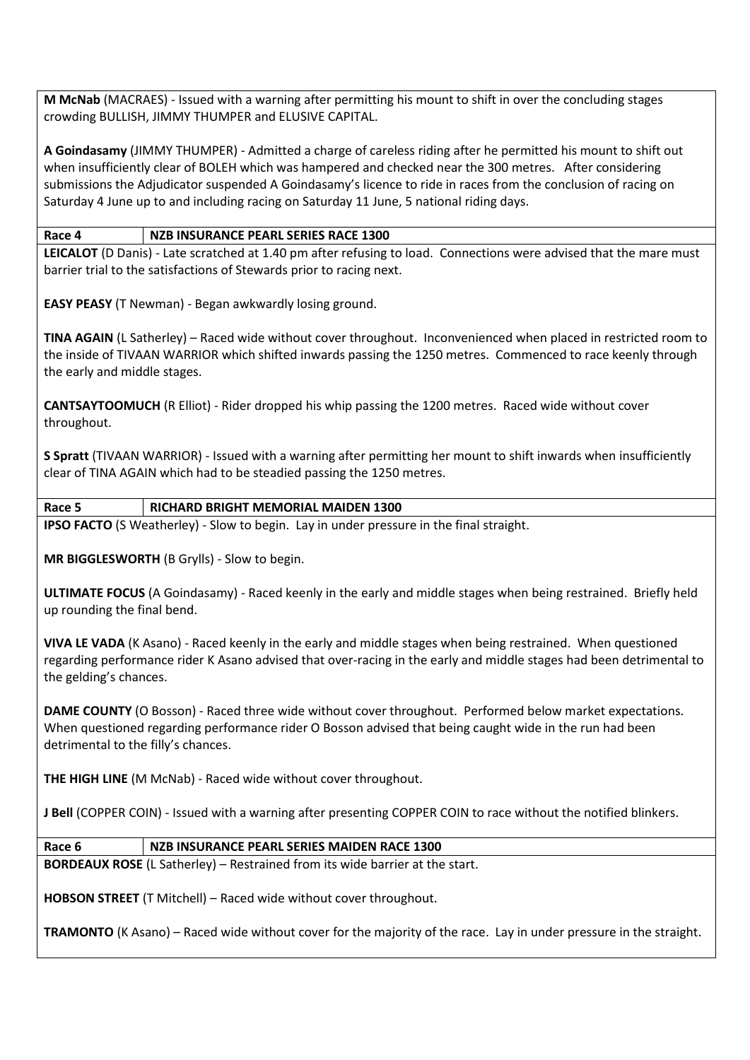**M McNab** (MACRAES) - Issued with a warning after permitting his mount to shift in over the concluding stages crowding BULLISH, JIMMY THUMPER and ELUSIVE CAPITAL.

**A Goindasamy** (JIMMY THUMPER) - Admitted a charge of careless riding after he permitted his mount to shift out when insufficiently clear of BOLEH which was hampered and checked near the 300 metres. After considering submissions the Adjudicator suspended A Goindasamy's licence to ride in races from the conclusion of racing on Saturday 4 June up to and including racing on Saturday 11 June, 5 national riding days.

| **Race 4** | **NZB INSURANCE PEARL SERIES RACE 1300** |
|---|---|

**LEICALOT** (D Danis) - Late scratched at 1.40 pm after refusing to load. Connections were advised that the mare must barrier trial to the satisfactions of Stewards prior to racing next.

**EASY PEASY** (T Newman) - Began awkwardly losing ground.

**TINA AGAIN** (L Satherley) – Raced wide without cover throughout. Inconvenienced when placed in restricted room to the inside of TIVAAN WARRIOR which shifted inwards passing the 1250 metres. Commenced to race keenly through the early and middle stages.

**CANTSAYTOOMUCH** (R Elliot) - Rider dropped his whip passing the 1200 metres. Raced wide without cover throughout.

**S Spratt** (TIVAAN WARRIOR) - Issued with a warning after permitting her mount to shift inwards when insufficiently clear of TINA AGAIN which had to be steadied passing the 1250 metres.

| **Race 5** | **RICHARD BRIGHT MEMORIAL MAIDEN 1300** |
|---|---|

**IPSO FACTO** (S Weatherley) - Slow to begin. Lay in under pressure in the final straight.

**MR BIGGLESWORTH** (B Grylls) - Slow to begin.

**ULTIMATE FOCUS** (A Goindasamy) - Raced keenly in the early and middle stages when being restrained. Briefly held up rounding the final bend.

**VIVA LE VADA** (K Asano) - Raced keenly in the early and middle stages when being restrained. When questioned regarding performance rider K Asano advised that over-racing in the early and middle stages had been detrimental to the gelding's chances.

**DAME COUNTY** (O Bosson) - Raced three wide without cover throughout. Performed below market expectations. When questioned regarding performance rider O Bosson advised that being caught wide in the run had been detrimental to the filly's chances.

**THE HIGH LINE** (M McNab) - Raced wide without cover throughout.

**J Bell** (COPPER COIN) - Issued with a warning after presenting COPPER COIN to race without the notified blinkers.

| **Race 6** | **NZB INSURANCE PEARL SERIES MAIDEN RACE 1300** |
|---|---|

**BORDEAUX ROSE** (L Satherley) – Restrained from its wide barrier at the start.

**HOBSON STREET** (T Mitchell) – Raced wide without cover throughout.

**TRAMONTO** (K Asano) – Raced wide without cover for the majority of the race. Lay in under pressure in the straight.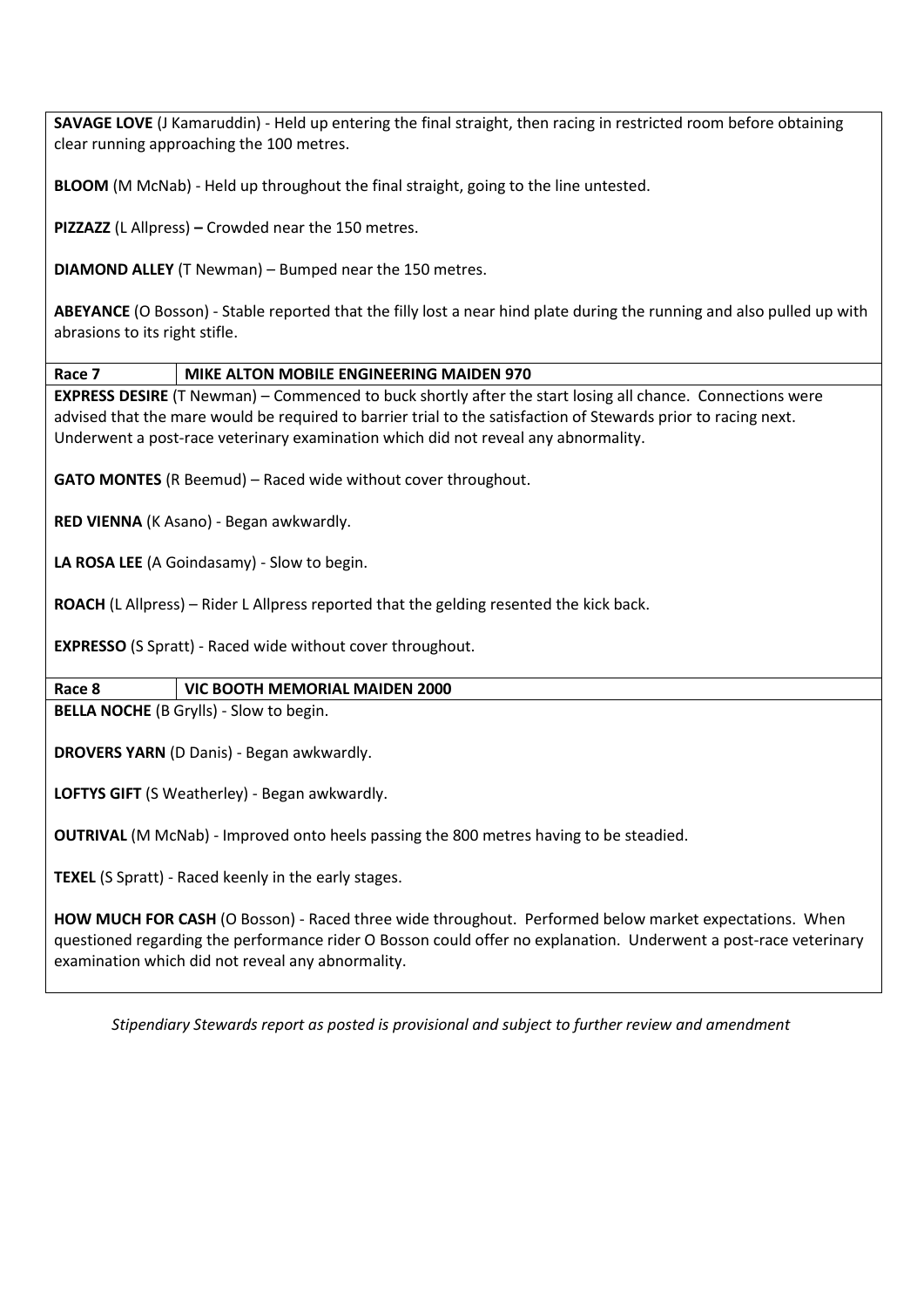**SAVAGE LOVE** (J Kamaruddin) - Held up entering the final straight, then racing in restricted room before obtaining clear running approaching the 100 metres.

**BLOOM** (M McNab) - Held up throughout the final straight, going to the line untested.

**PIZZAZZ** (L Allpress) **–** Crowded near the 150 metres.

**DIAMOND ALLEY** (T Newman) – Bumped near the 150 metres.

**ABEYANCE** (O Bosson) - Stable reported that the filly lost a near hind plate during the running and also pulled up with abrasions to its right stifle.

| | |
|---|---|
| **Race 7** | **MIKE ALTON MOBILE ENGINEERING MAIDEN 970** |

**EXPRESS DESIRE** (T Newman) – Commenced to buck shortly after the start losing all chance. Connections were advised that the mare would be required to barrier trial to the satisfaction of Stewards prior to racing next. Underwent a post-race veterinary examination which did not reveal any abnormality.

**GATO MONTES** (R Beemud) – Raced wide without cover throughout.

**RED VIENNA** (K Asano) - Began awkwardly.

**LA ROSA LEE** (A Goindasamy) - Slow to begin.

**ROACH** (L Allpress) – Rider L Allpress reported that the gelding resented the kick back.

**EXPRESSO** (S Spratt) - Raced wide without cover throughout.

| | |
|---|---|
| **Race 8** | **VIC BOOTH MEMORIAL MAIDEN 2000** |

**BELLA NOCHE** (B Grylls) - Slow to begin.

**DROVERS YARN** (D Danis) - Began awkwardly.

**LOFTYS GIFT** (S Weatherley) - Began awkwardly.

**OUTRIVAL** (M McNab) - Improved onto heels passing the 800 metres having to be steadied.

**TEXEL** (S Spratt) - Raced keenly in the early stages.

**HOW MUCH FOR CASH** (O Bosson) - Raced three wide throughout. Performed below market expectations. When questioned regarding the performance rider O Bosson could offer no explanation. Underwent a post-race veterinary examination which did not reveal any abnormality.

*Stipendiary Stewards report as posted is provisional and subject to further review and amendment*